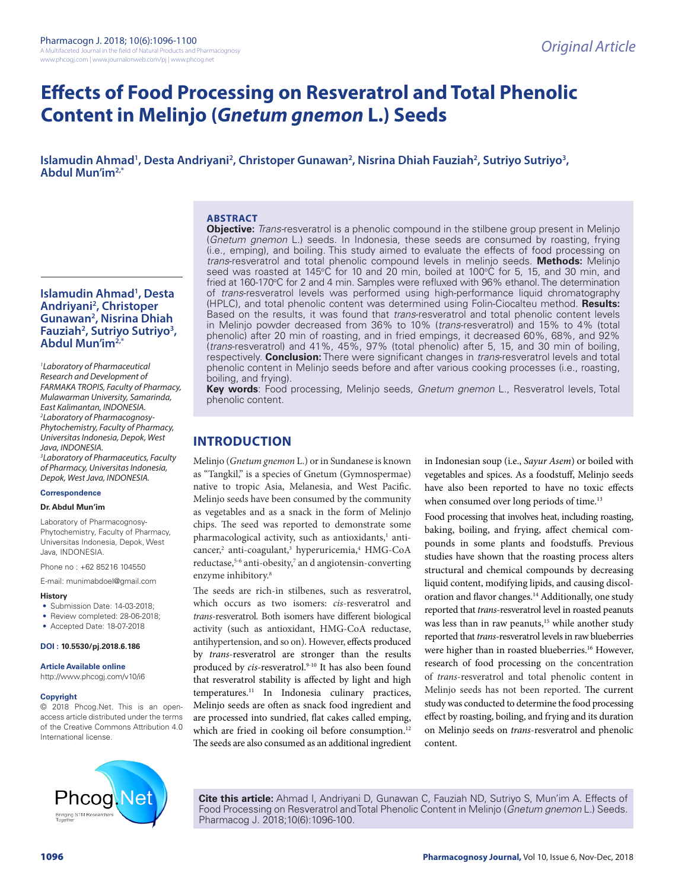# Effects of Food Processing on Resveratrol and Total Phenolic Content in Melinjo (*Gnetum gnemon* L.) Seeds

**Islamudin Ahmad[1], Desta Andriyani[2], Christoper Gunawan[2], Nisrina Dhiah Fauziah[2], Sutriyo Sutriyo[3], Abdul Mun'im[2,*]**

## ABSTRACT

**Objective:** *Trans*-resveratrol is a phenolic compound in the stilbene group present in Melinjo (*Gnetum gnemon* L.) seeds. In Indonesia, these seeds are consumed by roasting, frying (i.e., emping), and boiling. This study aimed to evaluate the effects of food processing on *trans*-resveratrol and total phenolic compound levels in melinjo seeds. **Methods:** Melinjo seed was roasted at 145°C for 10 and 20 min, boiled at 100°C for 5, 15, and 30 min, and fried at 160-170°C for 2 and 4 min. Samples were refluxed with 96% ethanol. The determination of *trans*-resveratrol levels was performed using high-performance liquid chromatography (HPLC), and total phenolic content was determined using Folin-Ciocalteu method. **Results:** Based on the results, it was found that *trans*-resveratrol and total phenolic content levels in Melinjo powder decreased from 36% to 10% (*trans*-resveratrol) and 15% to 4% (total phenolic) after 20 min of roasting, and in fried empings, it decreased 60%, 68%, and 92% (*trans*-resveratrol) and 41%, 45%, 97% (total phenolic) after 5, 15, and 30 min of boiling, respectively. **Conclusion:** There were significant changes in *trans*-resveratrol levels and total phenolic content in Melinjo seeds before and after various cooking processes (i.e., roasting, boiling, and frying).

**Key words**: Food processing, Melinjo seeds, *Gnetum gnemon* L., Resveratrol levels, Total phenolic content.

[1]*Laboratory of Pharmaceutical Research and Development of FARMAKA TROPIS, Faculty of Pharmacy, Mulawarman University, Samarinda, East Kalimantan, INDONESIA.*
[2]*Laboratory of Pharmacognosy-Phytochemistry, Faculty of Pharmacy, Universitas Indonesia, Depok, West Java, INDONESIA.*
[3]*Laboratory of Pharmaceutics, Faculty of Pharmacy, Universitas Indonesia, Depok, West Java, INDONESIA.*

**Correspondence**

**Dr. Abdul Mun'im**

Laboratory of Pharmacognosy-Phytochemistry, Faculty of Pharmacy, Universitas Indonesia, Depok, West Java, INDONESIA.

Phone no : +62 85216 104550

E-mail: munimabdoel@gmail.com

**History**

- Submission Date: 14-03-2018;
- Review completed: 28-06-2018;
- Accepted Date: 18-07-2018

**DOI : 10.5530/pj.2018.6.186**

**Article Available online**

http://www.phcogj.com/v10/i6

**Copyright**

© 2018 Phcog.Net. This is an open-access article distributed under the terms of the Creative Commons Attribution 4.0 International license.

## INTRODUCTION

Melinjo (*Gnetum gnemon* L.) or in Sundanese is known as "Tangkil," is a species of Gnetum (Gymnospermae) native to tropic Asia, Melanesia, and West Pacific. Melinjo seeds have been consumed by the community as vegetables and as a snack in the form of Melinjo chips. The seed was reported to demonstrate some pharmacological activity, such as antioxidants,[1] anti-cancer,[2] anti-coagulant,[3] hyperuricemia,[4] HMG-CoA reductase,[5-6] anti-obesity,[7] an d angiotensin-converting enzyme inhibitory.[8]

The seeds are rich-in stilbenes, such as resveratrol, which occurs as two isomers: *cis*-resveratrol and *trans*-resveratrol. Both isomers have different biological activity (such as antioxidant, HMG-CoA reductase, antihypertension, and so on). However, effects produced by *trans*-resveratrol are stronger than the results produced by *cis*-resveratrol.[9-10] It has also been found that resveratrol stability is affected by light and high temperatures.[11] In Indonesia culinary practices, Melinjo seeds are often as snack food ingredient and are processed into sundried, flat cakes called emping, which are fried in cooking oil before consumption.[12] The seeds are also consumed as an additional ingredient in Indonesian soup (i.e., *Sayur Asem*) or boiled with vegetables and spices. As a foodstuff, Melinjo seeds have also been reported to have no toxic effects when consumed over long periods of time.[13]

Food processing that involves heat, including roasting, baking, boiling, and frying, affect chemical compounds in some plants and foodstuffs. Previous studies have shown that the roasting process alters structural and chemical compounds by decreasing liquid content, modifying lipids, and causing discoloration and flavor changes.[14] Additionally, one study reported that *trans*-resveratrol level in roasted peanuts was less than in raw peanuts,[15] while another study reported that *trans*-resveratrol levels in raw blueberries were higher than in roasted blueberries.[16] However, research of food processing on the concentration of *trans*-resveratrol and total phenolic content in Melinjo seeds has not been reported. The current study was conducted to determine the food processing effect by roasting, boiling, and frying and its duration on Melinjo seeds on *trans*-resveratrol and phenolic content.

**Cite this article:** Ahmad I, Andriyani D, Gunawan C, Fauziah ND, Sutriyo S, Mun'im A. Effects of Food Processing on Resveratrol and Total Phenolic Content in Melinjo (*Gnetum gnemon* L.) Seeds. Pharmacog J. 2018;10(6):1096-100.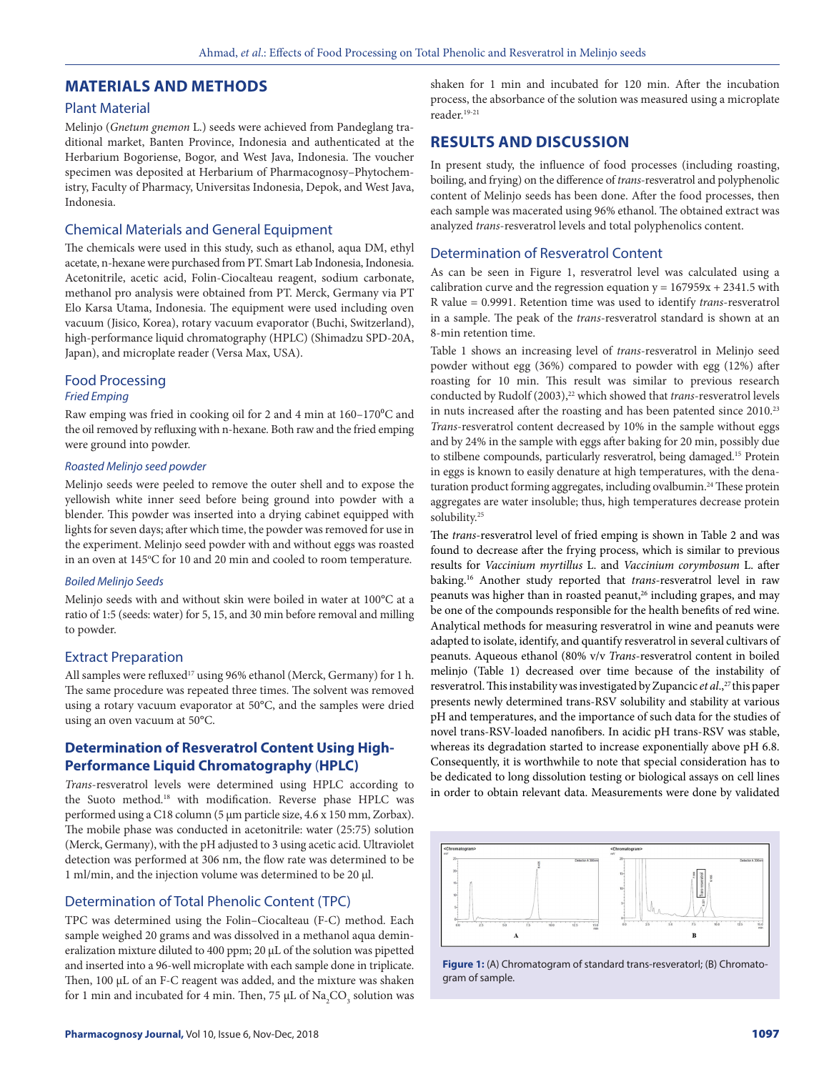## MATERIALS AND METHODS

### Plant Material

Melinjo (*Gnetum gnemon* L.) seeds were achieved from Pandeglang traditional market, Banten Province, Indonesia and authenticated at the Herbarium Bogoriense, Bogor, and West Java, Indonesia. The voucher specimen was deposited at Herbarium of Pharmacognosy–Phytochemistry, Faculty of Pharmacy, Universitas Indonesia, Depok, and West Java, Indonesia.

### Chemical Materials and General Equipment

The chemicals were used in this study, such as ethanol, aqua DM, ethyl acetate, n-hexane were purchased from PT. Smart Lab Indonesia, Indonesia. Acetonitrile, acetic acid, Folin-Ciocalteau reagent, sodium carbonate, methanol pro analysis were obtained from PT. Merck, Germany via PT Elo Karsa Utama, Indonesia. The equipment were used including oven vacuum (Jisico, Korea), rotary vacuum evaporator (Buchi, Switzerland), high-performance liquid chromatography (HPLC) (Shimadzu SPD-20A, Japan), and microplate reader (Versa Max, USA).

### Food Processing

#### *Fried Emping*

Raw emping was fried in cooking oil for 2 and 4 min at 160–170°C and the oil removed by refluxing with n-hexane. Both raw and the fried emping were ground into powder.

#### *Roasted Melinjo seed powder*

Melinjo seeds were peeled to remove the outer shell and to expose the yellowish white inner seed before being ground into powder with a blender. This powder was inserted into a drying cabinet equipped with lights for seven days; after which time, the powder was removed for use in the experiment. Melinjo seed powder with and without eggs was roasted in an oven at 145°C for 10 and 20 min and cooled to room temperature.

#### *Boiled Melinjo Seeds*

Melinjo seeds with and without skin were boiled in water at 100°C at a ratio of 1:5 (seeds: water) for 5, 15, and 30 min before removal and milling to powder.

### Extract Preparation

All samples were refluxed[17] using 96% ethanol (Merck, Germany) for 1 h. The same procedure was repeated three times. The solvent was removed using a rotary vacuum evaporator at 50°C, and the samples were dried using an oven vacuum at 50°C.

## Determination of Resveratrol Content Using High-Performance Liquid Chromatography (HPLC)

*Trans*-resveratrol levels were determined using HPLC according to the Suoto method.[18] with modification. Reverse phase HPLC was performed using a C18 column (5 µm particle size, 4.6 x 150 mm, Zorbax). The mobile phase was conducted in acetonitrile: water (25:75) solution (Merck, Germany), with the pH adjusted to 3 using acetic acid. Ultraviolet detection was performed at 306 nm, the flow rate was determined to be 1 ml/min, and the injection volume was determined to be 20 µl.

### Determination of Total Phenolic Content (TPC)

TPC was determined using the Folin–Ciocalteau (F-C) method. Each sample weighed 20 grams and was dissolved in a methanol aqua demineralization mixture diluted to 400 ppm; 20 µL of the solution was pipetted and inserted into a 96-well microplate with each sample done in triplicate. Then, 100 µL of an F-C reagent was added, and the mixture was shaken for 1 min and incubated for 4 min. Then, 75 µL of $Na_2CO_3$ solution was shaken for 1 min and incubated for 120 min. After the incubation process, the absorbance of the solution was measured using a microplate reader.[19-21]

## RESULTS AND DISCUSSION

In present study, the influence of food processes (including roasting, boiling, and frying) on the difference of *trans*-resveratrol and polyphenolic content of Melinjo seeds has been done. After the food processes, then each sample was macerated using 96% ethanol. The obtained extract was analyzed *trans*-resveratrol levels and total polyphenolics content.

### Determination of Resveratrol Content

As can be seen in Figure 1, resveratrol level was calculated using a calibration curve and the regression equation $y = 167959x + 2341.5$ with R value = 0.9991. Retention time was used to identify *trans*-resveratrol in a sample. The peak of the *trans*-resveratrol standard is shown at an 8-min retention time.

Table 1 shows an increasing level of *trans*-resveratrol in Melinjo seed powder without egg (36%) compared to powder with egg (12%) after roasting for 10 min. This result was similar to previous research conducted by Rudolf (2003),[22] which showed that *trans*-resveratrol levels in nuts increased after the roasting and has been patented since 2010.[23] *Trans*-resveratrol content decreased by 10% in the sample without eggs and by 24% in the sample with eggs after baking for 20 min, possibly due to stilbene compounds, particularly resveratrol, being damaged.[15] Protein in eggs is known to easily denature at high temperatures, with the denaturation product forming aggregates, including ovalbumin.[24] These protein aggregates are water insoluble; thus, high temperatures decrease protein solubility.[25]

The *trans*-resveratrol level of fried emping is shown in Table 2 and was found to decrease after the frying process, which is similar to previous results for *Vaccinium myrtillus* L. and *Vaccinium corymbosum* L. after baking.[16] Another study reported that *trans*-resveratrol level in raw peanuts was higher than in roasted peanut,[26] including grapes, and may be one of the compounds responsible for the health benefits of red wine. Analytical methods for measuring resveratrol in wine and peanuts were adapted to isolate, identify, and quantify resveratrol in several cultivars of peanuts. Aqueous ethanol (80% v/v *Trans*-resveratrol content in boiled melinjo (Table 1) decreased over time because of the instability of resveratrol. This instability was investigated by Zupancic *et al.*,[27] this paper presents newly determined trans-RSV solubility and stability at various pH and temperatures, and the importance of such data for the studies of novel trans-RSV-loaded nanofibers. In acidic pH trans-RSV was stable, whereas its degradation started to increase exponentially above pH 6.8. Consequently, it is worthwhile to note that special consideration has to be dedicated to long dissolution testing or biological assays on cell lines in order to obtain relevant data. Measurements were done by validated

**Figure 1:** (A) Chromatogram of standard trans-resveratorl; (B) Chromatogram of sample.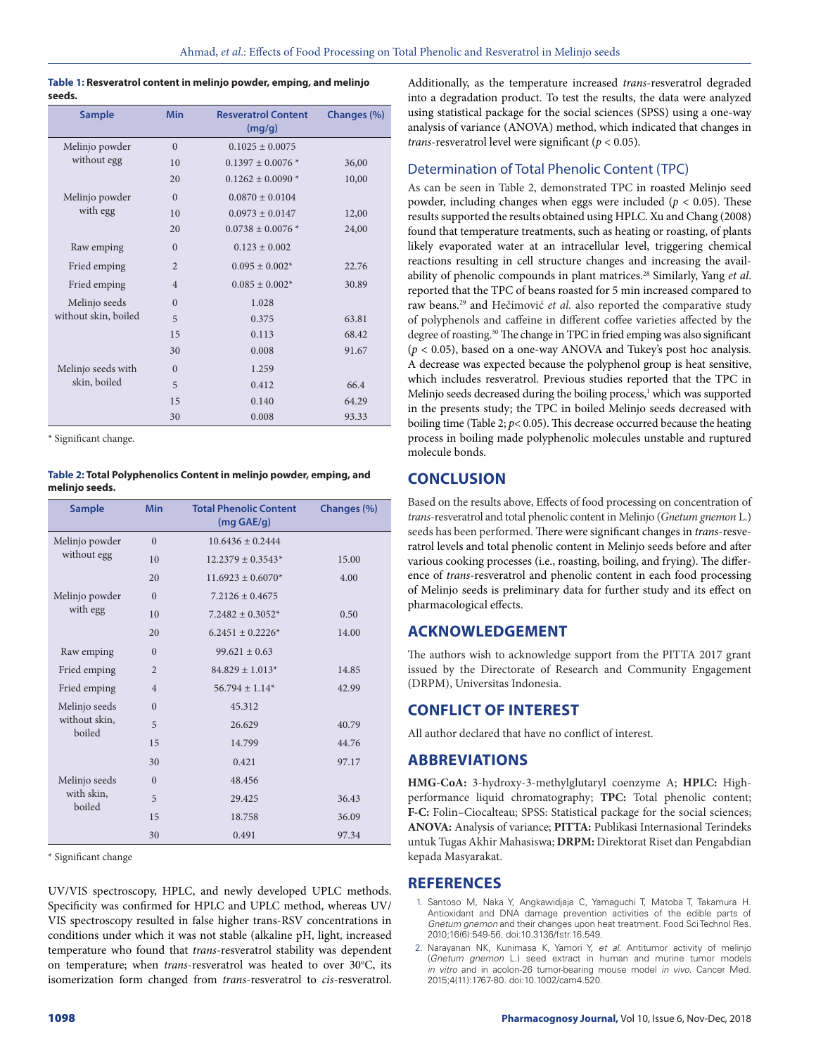**Table 1: Resveratrol content in melinjo powder, emping, and melinjo seeds.**

| Sample | Min | Resveratrol Content (mg/g) | Changes (%) |
|---|---|---|---|
| Melinjo powder without egg | 0 | 0.1025 ± 0.0075 | |
| | 10 | 0.1397 ± 0.0076 * | 36,00 |
| | 20 | 0.1262 ± 0.0090 * | 10,00 |
| Melinjo powder with egg | 0 | 0.0870 ± 0.0104 | |
| | 10 | 0.0973 ± 0.0147 | 12,00 |
| | 20 | 0.0738 ± 0.0076 * | 24,00 |
| Raw emping | 0 | 0.123 ± 0.002 | |
| Fried emping | 2 | 0.095 ± 0.002* | 22.76 |
| Fried emping | 4 | 0.085 ± 0.002* | 30.89 |
| Melinjo seeds without skin, boiled | 0 | 1.028 | |
| | 5 | 0.375 | 63.81 |
| | 15 | 0.113 | 68.42 |
| | 30 | 0.008 | 91.67 |
| Melinjo seeds with skin, boiled | 0 | 1.259 | |
| | 5 | 0.412 | 66.4 |
| | 15 | 0.140 | 64.29 |
| | 30 | 0.008 | 93.33 |

* Significant change.

**Table 2: Total Polyphenolics Content in melinjo powder, emping, and melinjo seeds.**

| Sample | Min | Total Phenolic Content (mg GAE/g) | Changes (%) |
|---|---|---|---|
| Melinjo powder without egg | 0 | 10.6436 ± 0.2444 | |
| | 10 | 12.2379 ± 0.3543* | 15.00 |
| | 20 | 11.6923 ± 0.6070* | 4.00 |
| Melinjo powder with egg | 0 | 7.2126 ± 0.4675 | |
| | 10 | 7.2482 ± 0.3052* | 0.50 |
| | 20 | 6.2451 ± 0.2226* | 14.00 |
| Raw emping | 0 | 99.621 ± 0.63 | |
| Fried emping | 2 | 84.829 ± 1.013* | 14.85 |
| Fried emping | 4 | 56.794 ± 1.14* | 42.99 |
| Melinjo seeds without skin, boiled | 0 | 45.312 | |
| | 5 | 26.629 | 40.79 |
| | 15 | 14.799 | 44.76 |
| | 30 | 0.421 | 97.17 |
| Melinjo seeds with skin, boiled | 0 | 48.456 | |
| | 5 | 29.425 | 36.43 |
| | 15 | 18.758 | 36.09 |
| | 30 | 0.491 | 97.34 |

* Significant change

UV/VIS spectroscopy, HPLC, and newly developed UPLC methods. Specificity was confirmed for HPLC and UPLC method, whereas UV/VIS spectroscopy resulted in false higher trans-RSV concentrations in conditions under which it was not stable (alkaline pH, light, increased temperature who found that *trans*-resveratrol stability was dependent on temperature; when *trans*-resveratrol was heated to over 30°C, its isomerization form changed from *trans*-resveratrol to *cis*-resveratrol. Additionally, as the temperature increased *trans*-resveratrol degraded into a degradation product. To test the results, the data were analyzed using statistical package for the social sciences (SPSS) using a one-way analysis of variance (ANOVA) method, which indicated that changes in *trans*-resveratrol level were significant ($p < 0.05$).

## Determination of Total Phenolic Content (TPC)

As can be seen in Table 2, demonstrated TPC in roasted Melinjo seed powder, including changes when eggs were included ($p < 0.05$). These results supported the results obtained using HPLC. Xu and Chang (2008) found that temperature treatments, such as heating or roasting, of plants likely evaporated water at an intracellular level, triggering chemical reactions resulting in cell structure changes and increasing the availability of phenolic compounds in plant matrices.[28] Similarly, Yang *et al.* reported that the TPC of beans roasted for 5 min increased compared to raw beans.[29] and Hečimović *et al.* also reported the comparative study of polyphenols and caffeine in different coffee varieties affected by the degree of roasting.[30] The change in TPC in fried emping was also significant ($p < 0.05$), based on a one-way ANOVA and Tukey's post hoc analysis. A decrease was expected because the polyphenol group is heat sensitive, which includes resveratrol. Previous studies reported that the TPC in Melinjo seeds decreased during the boiling process,[1] which was supported in the presents study; the TPC in boiled Melinjo seeds decreased with boiling time (Table 2; $p < 0.05$). This decrease occurred because the heating process in boiling made polyphenolic molecules unstable and ruptured molecule bonds.

# CONCLUSION

Based on the results above, Effects of food processing on concentration of *trans*-resveratrol and total phenolic content in Melinjo (*Gnetum gnemon* L.) seeds has been performed. There were significant changes in *trans*-resveratrol levels and total phenolic content in Melinjo seeds before and after various cooking processes (i.e., roasting, boiling, and frying). The difference of *trans*-resveratrol and phenolic content in each food processing of Melinjo seeds is preliminary data for further study and its effect on pharmacological effects.

# ACKNOWLEDGEMENT

The authors wish to acknowledge support from the PITTA 2017 grant issued by the Directorate of Research and Community Engagement (DRPM), Universitas Indonesia.

# CONFLICT OF INTEREST

All author declared that have no conflict of interest.

# ABBREVIATIONS

**HMG-CoA:** 3-hydroxy-3-methylglutaryl coenzyme A; **HPLC:** High-performance liquid chromatography; **TPC:** Total phenolic content; **F-C:** Folin–Ciocalteau; SPSS: Statistical package for the social sciences; **ANOVA:** Analysis of variance; **PITTA:** Publikasi Internasional Terindeks untuk Tugas Akhir Mahasiswa; **DRPM:** Direktorat Riset dan Pengabdian kepada Masyarakat.

# REFERENCES

1. Santoso M, Naka Y, Angkawidjaja C, Yamaguchi T, Matoba T, Takamura H. Antioxidant and DNA damage prevention activities of the edible parts of *Gnetum gnemon* and their changes upon heat treatment. Food Sci Technol Res. 2010;16(6):549-56. doi:10.3136/fstr.16.549.
2. Narayanan NK, Kunimasa K, Yamori Y, *et al.* Antitumor activity of melinjo (*Gnetum gnemon* L.) seed extract in human and murine tumor models *in vitro* and in acolon-26 tumor-bearing mouse model *in vivo*. Cancer Med. 2015;4(11):1767-80. doi:10.1002/cam4.520.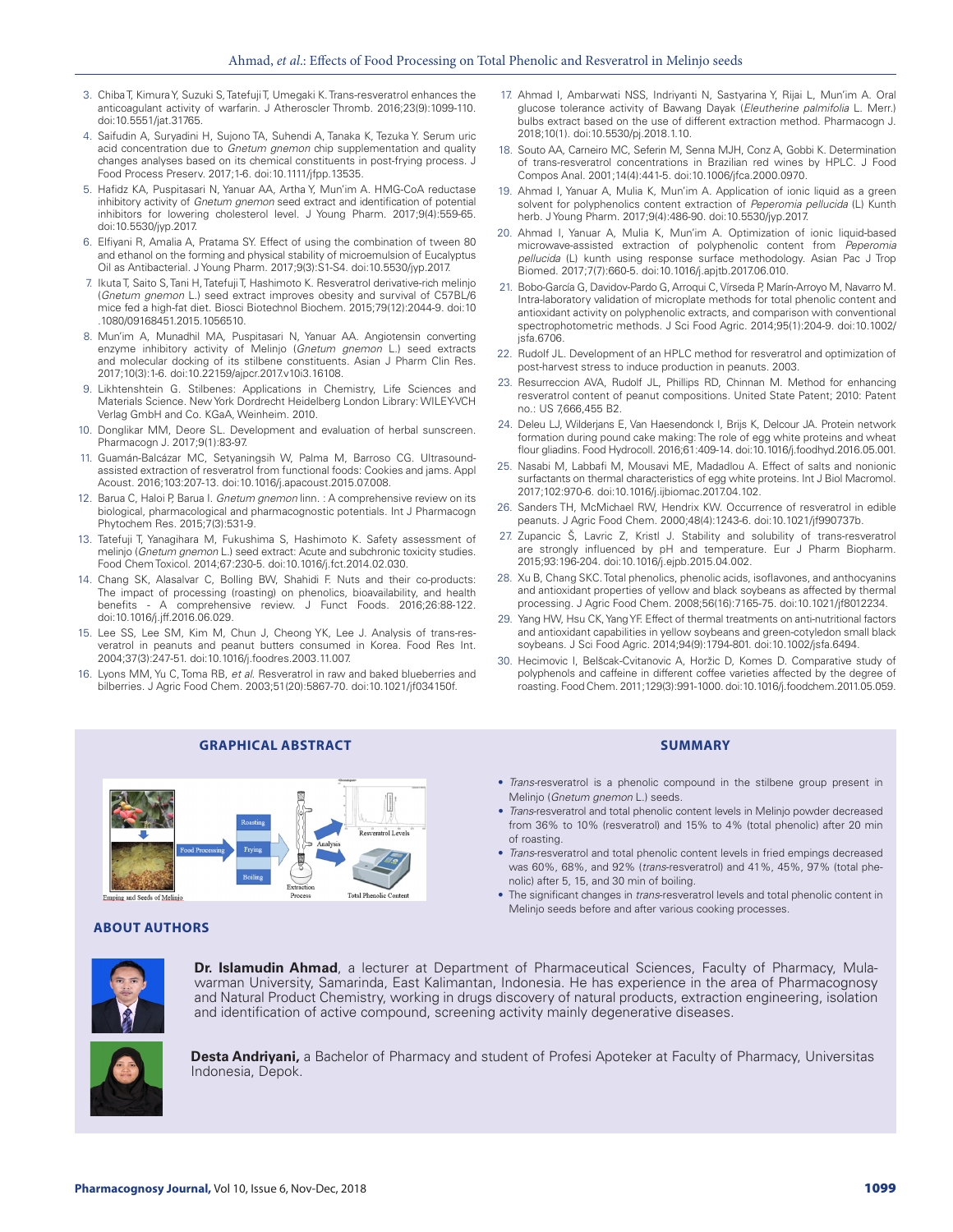3. Chiba T, Kimura Y, Suzuki S, Tatefuji T, Umegaki K. Trans-resveratrol enhances the anticoagulant activity of warfarin. J Atheroscler Thromb. 2016;23(9):1099-110. doi:10.5551/jat.31765.
4. Saifudin A, Suryadini H, Sujono TA, Suhendi A, Tanaka K, Tezuka Y. Serum uric acid concentration due to *Gnetum gnemon* chip supplementation and quality changes analyses based on its chemical constituents in post-frying process. J Food Process Preserv. 2017;1-6. doi:10.1111/jfpp.13535.
5. Hafidz KA, Puspitasari N, Yanuar AA, Artha Y, Mun'im A. HMG-CoA reductase inhibitory activity of *Gnetum gnemon* seed extract and identification of potential inhibitors for lowering cholesterol level. J Young Pharm. 2017;9(4):559-65. doi:10.5530/jyp.2017.
6. Elfiyani R, Amalia A, Pratama SY. Effect of using the combination of tween 80 and ethanol on the forming and physical stability of microemulsion of Eucalyptus Oil as Antibacterial. J Young Pharm. 2017;9(3):S1-S4. doi:10.5530/jyp.2017.
7. Ikuta T, Saito S, Tani H, Tatefuji T, Hashimoto K. Resveratrol derivative-rich melinjo (*Gnetum gnemon* L.) seed extract improves obesity and survival of C57BL/6 mice fed a high-fat diet. Biosci Biotechnol Biochem. 2015;79(12):2044-9. doi:10.1080/09168451.2015.1056510.
8. Mun'im A, Munadhil MA, Puspitasari N, Yanuar AA. Angiotensin converting enzyme inhibitory activity of Melinjo (*Gnetum gnemon* L.) seed extracts and molecular docking of its stilbene constituents. Asian J Pharm Clin Res. 2017;10(3):1-6. doi:10.22159/ajpcr.2017.v10i3.16108.
9. Likhtenshtein G. Stilbenes: Applications in Chemistry, Life Sciences and Materials Science. New York Dordrecht Heidelberg London Library: WILEY-VCH Verlag GmbH and Co. KGaA, Weinheim. 2010.
10. Donglikar MM, Deore SL. Development and evaluation of herbal sunscreen. Pharmacogn J. 2017;9(1):83-97.
11. Guamán-Balcázar MC, Setyaningsih W, Palma M, Barroso CG. Ultrasound-assisted extraction of resveratrol from functional foods: Cookies and jams. Appl Acoust. 2016;103:207-13. doi:10.1016/j.apacoust.2015.07.008.
12. Barua C, Haloi P, Barua I. *Gnetum gnemon* linn. : A comprehensive review on its biological, pharmacological and pharmacognostic potentials. Int J Pharmacogn Phytochem Res. 2015;7(3):531-9.
13. Tatefuji T, Yanagihara M, Fukushima S, Hashimoto K. Safety assessment of melinjo (*Gnetum gnemon* L.) seed extract: Acute and subchronic toxicity studies. Food Chem Toxicol. 2014;67:230-5. doi:10.1016/j.fct.2014.02.030.
14. Chang SK, Alasalvar C, Bolling BW, Shahidi F. Nuts and their co-products: The impact of processing (roasting) on phenolics, bioavailability, and health benefits - A comprehensive review. J Funct Foods. 2016;26:88-122. doi:10.1016/j.jff.2016.06.029.
15. Lee SS, Lee SM, Kim M, Chun J, Cheong YK, Lee J. Analysis of trans-resveratrol in peanuts and peanut butters consumed in Korea. Food Res Int. 2004;37(3):247-51. doi:10.1016/j.foodres.2003.11.007.
16. Lyons MM, Yu C, Toma RB, *et al.* Resveratrol in raw and baked blueberries and bilberries. J Agric Food Chem. 2003;51(20):5867-70. doi:10.1021/jf034150f.
17. Ahmad I, Ambarwati NSS, Indriyanti N, Sastyarina Y, Rijai L, Mun'im A. Oral glucose tolerance activity of Bawang Dayak (*Eleutherine palmifolia* L. Merr.) bulbs extract based on the use of different extraction method. Pharmacogn J. 2018;10(1). doi:10.5530/pj.2018.1.10.
18. Souto AA, Carneiro MC, Seferin M, Senna MJH, Conz A, Gobbi K. Determination of trans-resveratrol concentrations in Brazilian red wines by HPLC. J Food Compos Anal. 2001;14(4):441-5. doi:10.1006/jfca.2000.0970.
19. Ahmad I, Yanuar A, Mulia K, Mun'im A. Application of ionic liquid as a green solvent for polyphenolics content extraction of *Peperomia pellucida* (L) Kunth herb. J Young Pharm. 2017;9(4):486-90. doi:10.5530/jyp.2017.
20. Ahmad I, Yanuar A, Mulia K, Mun'im A. Optimization of ionic liquid-based microwave-assisted extraction of polyphenolic content from *Peperomia pellucida* (L) kunth using response surface methodology. Asian Pac J Trop Biomed. 2017;7(7):660-5. doi:10.1016/j.apjtb.2017.06.010.
21. Bobo-García G, Davidov-Pardo G, Arroqui C, Vírseda P, Marín-Arroyo M, Navarro M. Intra-laboratory validation of microplate methods for total phenolic content and antioxidant activity on polyphenolic extracts, and comparison with conventional spectrophotometric methods. J Sci Food Agric. 2014;95(1):204-9. doi:10.1002/jsfa.6706.
22. Rudolf JL. Development of an HPLC method for resveratrol and optimization of post-harvest stress to induce production in peanuts. 2003.
23. Resurreccion AVA, Rudolf JL, Phillips RD, Chinnan M. Method for enhancing resveratrol content of peanut compositions. United State Patent; 2010: Patent no.: US 7,666,455 B2.
24. Deleu LJ, Wilderjans E, Van Haesendonck I, Brijs K, Delcour JA. Protein network formation during pound cake making: The role of egg white proteins and wheat flour gliadins. Food Hydrocoll. 2016;61:409-14. doi:10.1016/j.foodhyd.2016.05.001.
25. Nasabi M, Labbafi M, Mousavi ME, Madadlou A. Effect of salts and nonionic surfactants on thermal characteristics of egg white proteins. Int J Biol Macromol. 2017;102:970-6. doi:10.1016/j.ijbiomac.2017.04.102.
26. Sanders TH, McMichael RW, Hendrix KW. Occurrence of resveratrol in edible peanuts. J Agric Food Chem. 2000;48(4):1243-6. doi:10.1021/jf990737b.
27. Zupancic Š, Lavric Z, Kristl J. Stability and solubility of trans-resveratrol are strongly influenced by pH and temperature. Eur J Pharm Biopharm. 2015;93:196-204. doi:10.1016/j.ejpb.2015.04.002.
28. Xu B, Chang SKC. Total phenolics, phenolic acids, isoflavones, and anthocyanins and antioxidant properties of yellow and black soybeans as affected by thermal processing. J Agric Food Chem. 2008;56(16):7165-75. doi:10.1021/jf8012234.
29. Yang HW, Hsu CK, Yang YF. Effect of thermal treatments on anti-nutritional factors and antioxidant capabilities in yellow soybeans and green-cotyledon small black soybeans. J Sci Food Agric. 2014;94(9):1794-801. doi:10.1002/jsfa.6494.
30. Hecimovic I, Belšcak-Cvitanovic A, Horžic D, Komes D. Comparative study of polyphenols and caffeine in different coffee varieties affected by the degree of roasting. Food Chem. 2011;129(3):991-1000. doi:10.1016/j.foodchem.2011.05.059.

## GRAPHICAL ABSTRACT

## SUMMARY

- *Trans*-resveratrol is a phenolic compound in the stilbene group present in Melinjo (*Gnetum gnemon* L.) seeds.
- *Trans*-resveratrol and total phenolic content levels in Melinjo powder decreased from 36% to 10% (resveratrol) and 15% to 4% (total phenolic) after 20 min of roasting.
- *Trans*-resveratrol and total phenolic content levels in fried empings decreased was 60%, 68%, and 92% (*trans*-resveratrol) and 41%, 45%, 97% (total phenolic) after 5, 15, and 30 min of boiling.
- The significant changes in *trans*-resveratrol levels and total phenolic content in Melinjo seeds before and after various cooking processes.

## ABOUT AUTHORS

**Dr. Islamudin Ahmad**, a lecturer at Department of Pharmaceutical Sciences, Faculty of Pharmacy, Mulawarman University, Samarinda, East Kalimantan, Indonesia. He has experience in the area of Pharmacognosy and Natural Product Chemistry, working in drugs discovery of natural products, extraction engineering, isolation and identification of active compound, screening activity mainly degenerative diseases.

**Desta Andriyani,** a Bachelor of Pharmacy and student of Profesi Apoteker at Faculty of Pharmacy, Universitas Indonesia, Depok.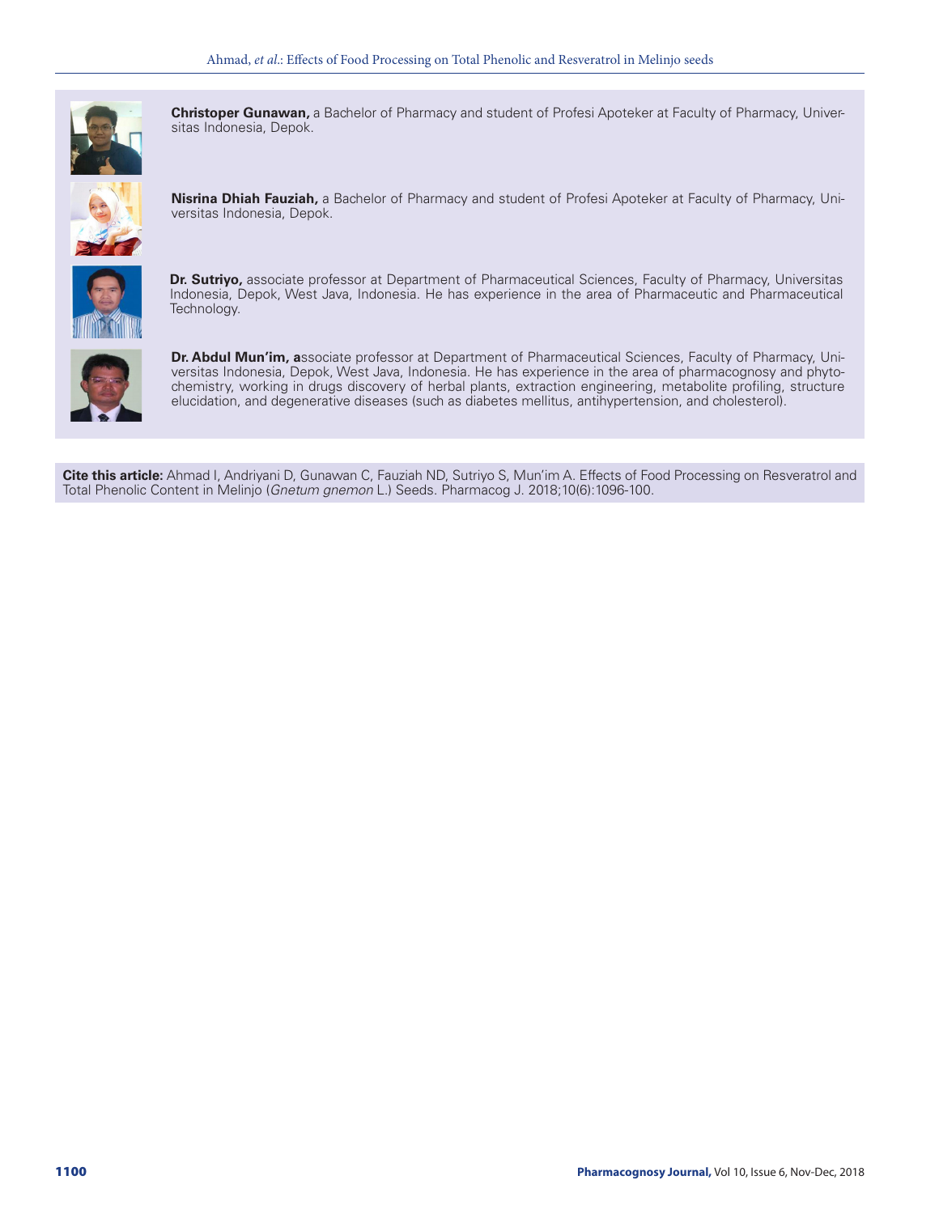**Christoper Gunawan,** a Bachelor of Pharmacy and student of Profesi Apoteker at Faculty of Pharmacy, Universitas Indonesia, Depok.

**Nisrina Dhiah Fauziah,** a Bachelor of Pharmacy and student of Profesi Apoteker at Faculty of Pharmacy, Universitas Indonesia, Depok.

**Dr. Sutriyo,** associate professor at Department of Pharmaceutical Sciences, Faculty of Pharmacy, Universitas Indonesia, Depok, West Java, Indonesia. He has experience in the area of Pharmaceutic and Pharmaceutical Technology.

**Dr. Abdul Mun'im, a**ssociate professor at Department of Pharmaceutical Sciences, Faculty of Pharmacy, Universitas Indonesia, Depok, West Java, Indonesia. He has experience in the area of pharmacognosy and phytochemistry, working in drugs discovery of herbal plants, extraction engineering, metabolite profiling, structure elucidation, and degenerative diseases (such as diabetes mellitus, antihypertension, and cholesterol).

**Cite this article:** Ahmad I, Andriyani D, Gunawan C, Fauziah ND, Sutriyo S, Mun'im A. Effects of Food Processing on Resveratrol and Total Phenolic Content in Melinjo (*Gnetum gnemon* L.) Seeds. Pharmacog J. 2018;10(6):1096-100.